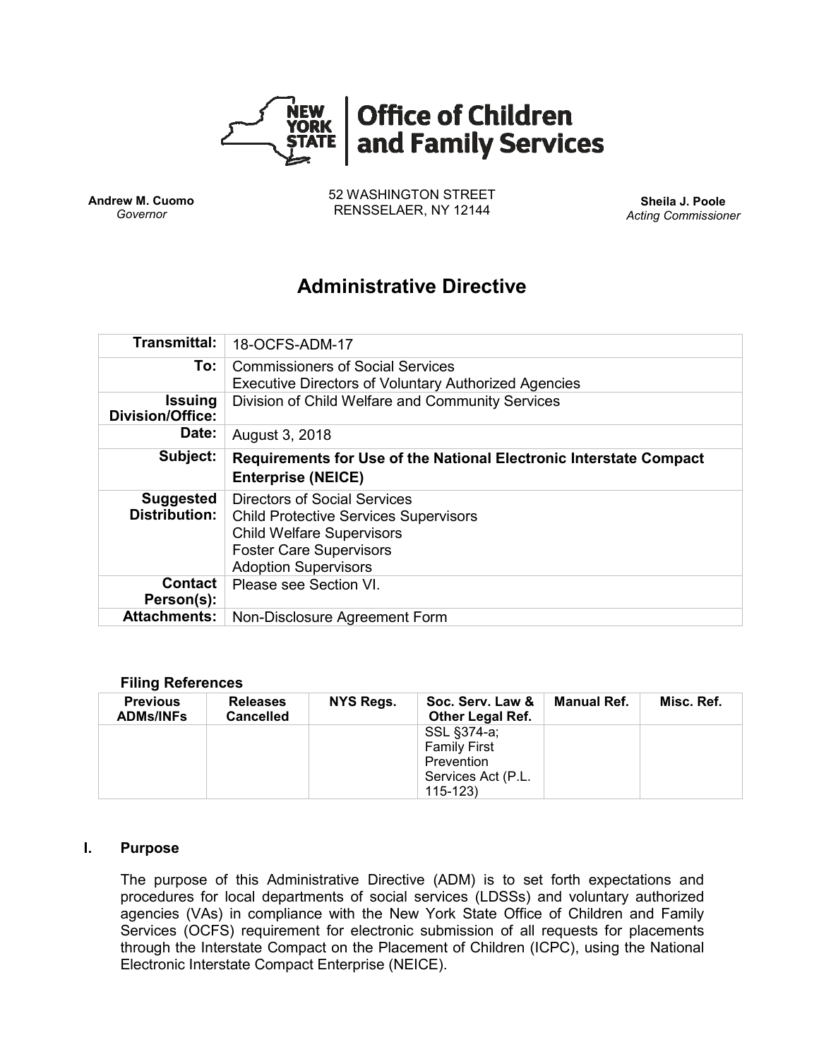**New York State | Office of Children and Family Services**

**Andrew M. Cuomo**
*Governor*

52 WASHINGTON STREET
RENSSELAER, NY 12144

**Sheila J. Poole**
*Acting Commissioner*

# Administrative Directive

| | |
|---|---|
| **Transmittal:** | 18-OCFS-ADM-17 |
| **To:** | Commissioners of Social Services<br>Executive Directors of Voluntary Authorized Agencies |
| **Issuing Division/Office:** | Division of Child Welfare and Community Services |
| **Date:** | August 3, 2018 |
| **Subject:** | **Requirements for Use of the National Electronic Interstate Compact Enterprise (NEICE)** |
| **Suggested Distribution:** | Directors of Social Services<br>Child Protective Services Supervisors<br>Child Welfare Supervisors<br>Foster Care Supervisors<br>Adoption Supervisors |
| **Contact Person(s):** | Please see Section VI. |
| **Attachments:** | Non-Disclosure Agreement Form |

### Filing References

| Previous ADMs/INFs | Releases Cancelled | NYS Regs. | Soc. Serv. Law & Other Legal Ref. | Manual Ref. | Misc. Ref. |
|---|---|---|---|---|---|
| | | | SSL §374-a; Family First Prevention Services Act (P.L. 115-123) | | |

## I. Purpose

The purpose of this Administrative Directive (ADM) is to set forth expectations and procedures for local departments of social services (LDSSs) and voluntary authorized agencies (VAs) in compliance with the New York State Office of Children and Family Services (OCFS) requirement for electronic submission of all requests for placements through the Interstate Compact on the Placement of Children (ICPC), using the National Electronic Interstate Compact Enterprise (NEICE).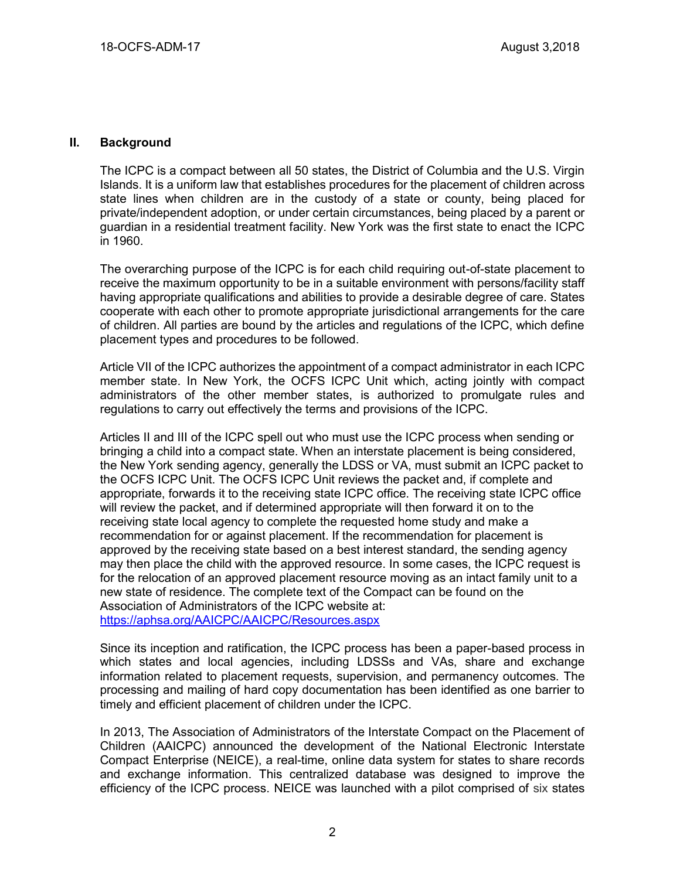## II. Background

The ICPC is a compact between all 50 states, the District of Columbia and the U.S. Virgin Islands. It is a uniform law that establishes procedures for the placement of children across state lines when children are in the custody of a state or county, being placed for private/independent adoption, or under certain circumstances, being placed by a parent or guardian in a residential treatment facility. New York was the first state to enact the ICPC in 1960.

The overarching purpose of the ICPC is for each child requiring out-of-state placement to receive the maximum opportunity to be in a suitable environment with persons/facility staff having appropriate qualifications and abilities to provide a desirable degree of care. States cooperate with each other to promote appropriate jurisdictional arrangements for the care of children. All parties are bound by the articles and regulations of the ICPC, which define placement types and procedures to be followed.

Article VII of the ICPC authorizes the appointment of a compact administrator in each ICPC member state. In New York, the OCFS ICPC Unit which, acting jointly with compact administrators of the other member states, is authorized to promulgate rules and regulations to carry out effectively the terms and provisions of the ICPC.

Articles II and III of the ICPC spell out who must use the ICPC process when sending or bringing a child into a compact state. When an interstate placement is being considered, the New York sending agency, generally the LDSS or VA, must submit an ICPC packet to the OCFS ICPC Unit. The OCFS ICPC Unit reviews the packet and, if complete and appropriate, forwards it to the receiving state ICPC office. The receiving state ICPC office will review the packet, and if determined appropriate will then forward it on to the receiving state local agency to complete the requested home study and make a recommendation for or against placement. If the recommendation for placement is approved by the receiving state based on a best interest standard, the sending agency may then place the child with the approved resource. In some cases, the ICPC request is for the relocation of an approved placement resource moving as an intact family unit to a new state of residence. The complete text of the Compact can be found on the Association of Administrators of the ICPC website at: https://aphsa.org/AAICPC/AAICPC/Resources.aspx

Since its inception and ratification, the ICPC process has been a paper-based process in which states and local agencies, including LDSSs and VAs, share and exchange information related to placement requests, supervision, and permanency outcomes. The processing and mailing of hard copy documentation has been identified as one barrier to timely and efficient placement of children under the ICPC.

In 2013, The Association of Administrators of the Interstate Compact on the Placement of Children (AAICPC) announced the development of the National Electronic Interstate Compact Enterprise (NEICE), a real-time, online data system for states to share records and exchange information. This centralized database was designed to improve the efficiency of the ICPC process. NEICE was launched with a pilot comprised of six states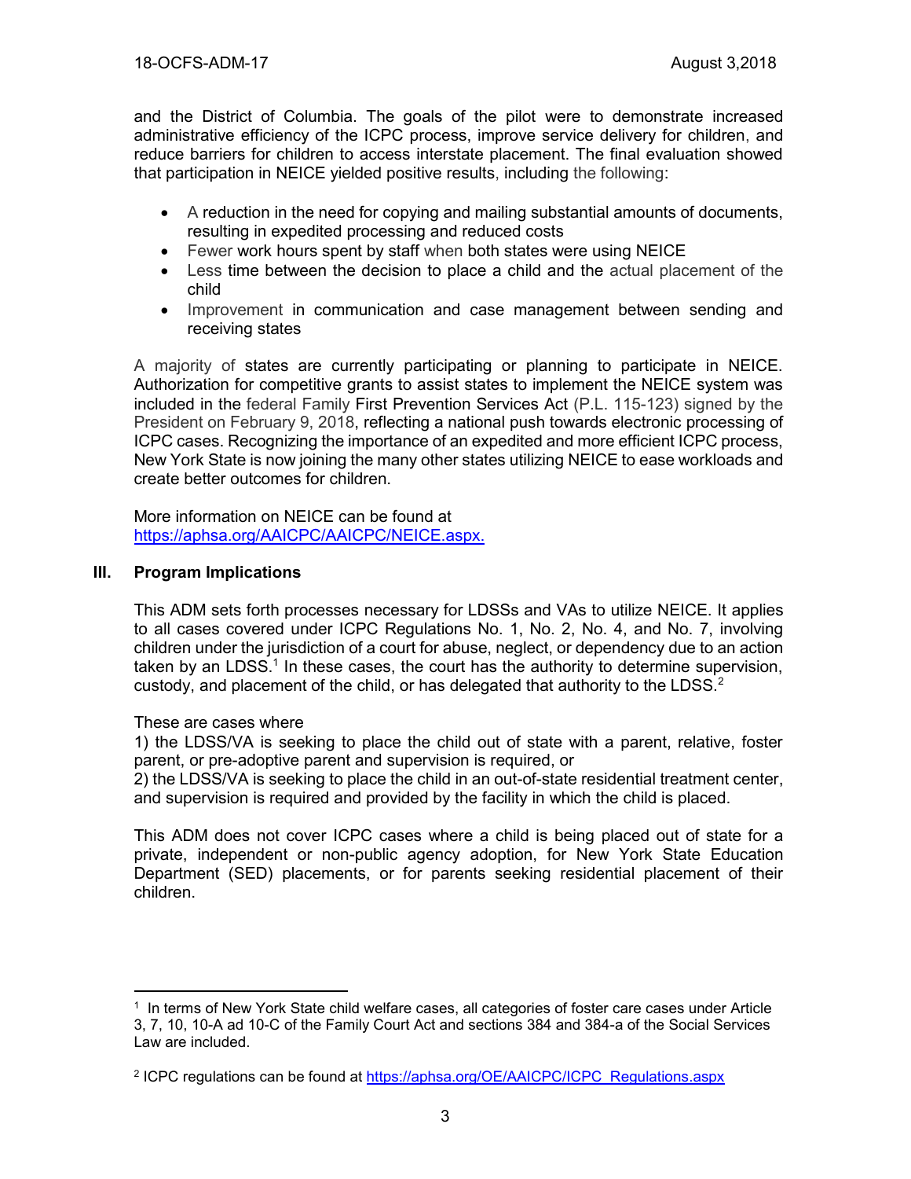and the District of Columbia. The goals of the pilot were to demonstrate increased administrative efficiency of the ICPC process, improve service delivery for children, and reduce barriers for children to access interstate placement. The final evaluation showed that participation in NEICE yielded positive results, including the following:

- A reduction in the need for copying and mailing substantial amounts of documents, resulting in expedited processing and reduced costs
- Fewer work hours spent by staff when both states were using NEICE
- Less time between the decision to place a child and the actual placement of the child
- Improvement in communication and case management between sending and receiving states

A majority of states are currently participating or planning to participate in NEICE. Authorization for competitive grants to assist states to implement the NEICE system was included in the federal Family First Prevention Services Act (P.L. 115-123) signed by the President on February 9, 2018, reflecting a national push towards electronic processing of ICPC cases. Recognizing the importance of an expedited and more efficient ICPC process, New York State is now joining the many other states utilizing NEICE to ease workloads and create better outcomes for children.

More information on NEICE can be found at https://aphsa.org/AAICPC/AAICPC/NEICE.aspx.

## III. Program Implications

This ADM sets forth processes necessary for LDSSs and VAs to utilize NEICE. It applies to all cases covered under ICPC Regulations No. 1, No. 2, No. 4, and No. 7, involving children under the jurisdiction of a court for abuse, neglect, or dependency due to an action taken by an LDSS.[1] In these cases, the court has the authority to determine supervision, custody, and placement of the child, or has delegated that authority to the LDSS.[2]

These are cases where
1) the LDSS/VA is seeking to place the child out of state with a parent, relative, foster parent, or pre-adoptive parent and supervision is required, or
2) the LDSS/VA is seeking to place the child in an out-of-state residential treatment center, and supervision is required and provided by the facility in which the child is placed.

This ADM does not cover ICPC cases where a child is being placed out of state for a private, independent or non-public agency adoption, for New York State Education Department (SED) placements, or for parents seeking residential placement of their children.

---

[1] In terms of New York State child welfare cases, all categories of foster care cases under Article 3, 7, 10, 10-A ad 10-C of the Family Court Act and sections 384 and 384-a of the Social Services Law are included.

[2] ICPC regulations can be found at https://aphsa.org/OE/AAICPC/ICPC_Regulations.aspx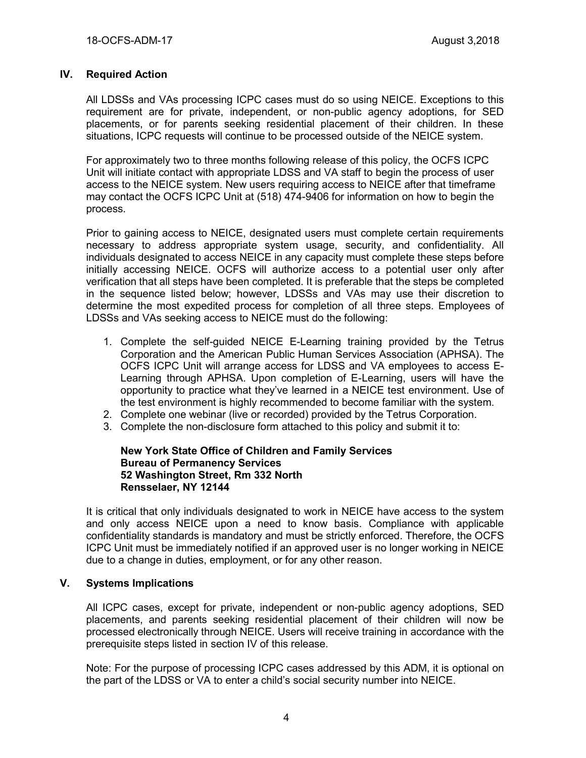## IV. Required Action

All LDSSs and VAs processing ICPC cases must do so using NEICE. Exceptions to this requirement are for private, independent, or non-public agency adoptions, for SED placements, or for parents seeking residential placement of their children. In these situations, ICPC requests will continue to be processed outside of the NEICE system.

For approximately two to three months following release of this policy, the OCFS ICPC Unit will initiate contact with appropriate LDSS and VA staff to begin the process of user access to the NEICE system. New users requiring access to NEICE after that timeframe may contact the OCFS ICPC Unit at (518) 474-9406 for information on how to begin the process.

Prior to gaining access to NEICE, designated users must complete certain requirements necessary to address appropriate system usage, security, and confidentiality. All individuals designated to access NEICE in any capacity must complete these steps before initially accessing NEICE. OCFS will authorize access to a potential user only after verification that all steps have been completed. It is preferable that the steps be completed in the sequence listed below; however, LDSSs and VAs may use their discretion to determine the most expedited process for completion of all three steps. Employees of LDSSs and VAs seeking access to NEICE must do the following:

1. Complete the self-guided NEICE E-Learning training provided by the Tetrus Corporation and the American Public Human Services Association (APHSA). The OCFS ICPC Unit will arrange access for LDSS and VA employees to access E-Learning through APHSA. Upon completion of E-Learning, users will have the opportunity to practice what they've learned in a NEICE test environment. Use of the test environment is highly recommended to become familiar with the system.
2. Complete one webinar (live or recorded) provided by the Tetrus Corporation.
3. Complete the non-disclosure form attached to this policy and submit it to:

   **New York State Office of Children and Family Services**
   **Bureau of Permanency Services**
   **52 Washington Street, Rm 332 North**
   **Rensselaer, NY 12144**

It is critical that only individuals designated to work in NEICE have access to the system and only access NEICE upon a need to know basis. Compliance with applicable confidentiality standards is mandatory and must be strictly enforced. Therefore, the OCFS ICPC Unit must be immediately notified if an approved user is no longer working in NEICE due to a change in duties, employment, or for any other reason.

## V. Systems Implications

All ICPC cases, except for private, independent or non-public agency adoptions, SED placements, and parents seeking residential placement of their children will now be processed electronically through NEICE. Users will receive training in accordance with the prerequisite steps listed in section IV of this release.

Note: For the purpose of processing ICPC cases addressed by this ADM, it is optional on the part of the LDSS or VA to enter a child's social security number into NEICE.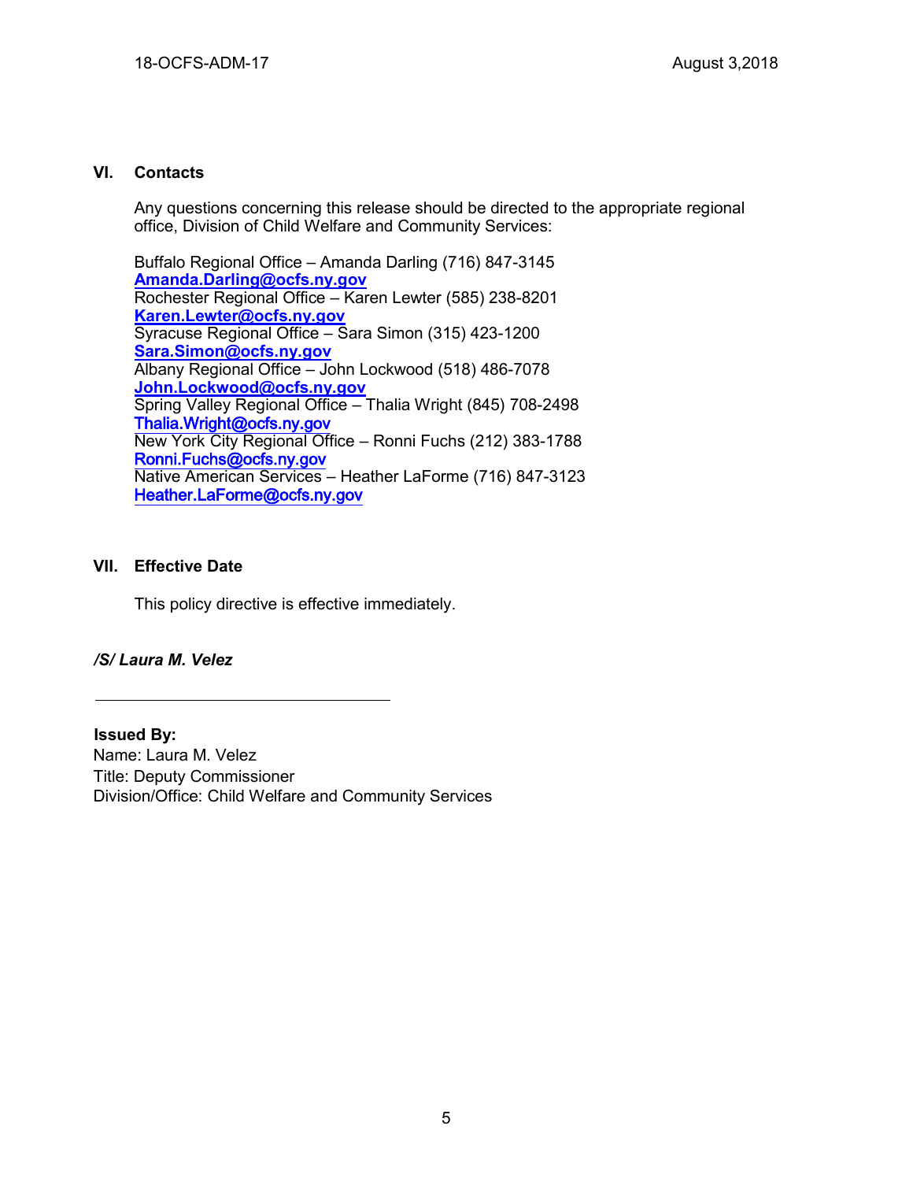## VI. Contacts

Any questions concerning this release should be directed to the appropriate regional office, Division of Child Welfare and Community Services:

Buffalo Regional Office – Amanda Darling (716) 847-3145
**Amanda.Darling@ocfs.ny.gov**
Rochester Regional Office – Karen Lewter (585) 238-8201
**Karen.Lewter@ocfs.ny.gov**
Syracuse Regional Office – Sara Simon (315) 423-1200
**Sara.Simon@ocfs.ny.gov**
Albany Regional Office – John Lockwood (518) 486-7078
**John.Lockwood@ocfs.ny.gov**
Spring Valley Regional Office – Thalia Wright (845) 708-2498
Thalia.Wright@ocfs.ny.gov
New York City Regional Office – Ronni Fuchs (212) 383-1788
Ronni.Fuchs@ocfs.ny.gov
Native American Services – Heather LaForme (716) 847-3123
Heather.LaForme@ocfs.ny.gov

## VII. Effective Date

This policy directive is effective immediately.

***/S/ Laura M. Velez***

---

**Issued By:**
Name: Laura M. Velez
Title: Deputy Commissioner
Division/Office: Child Welfare and Community Services